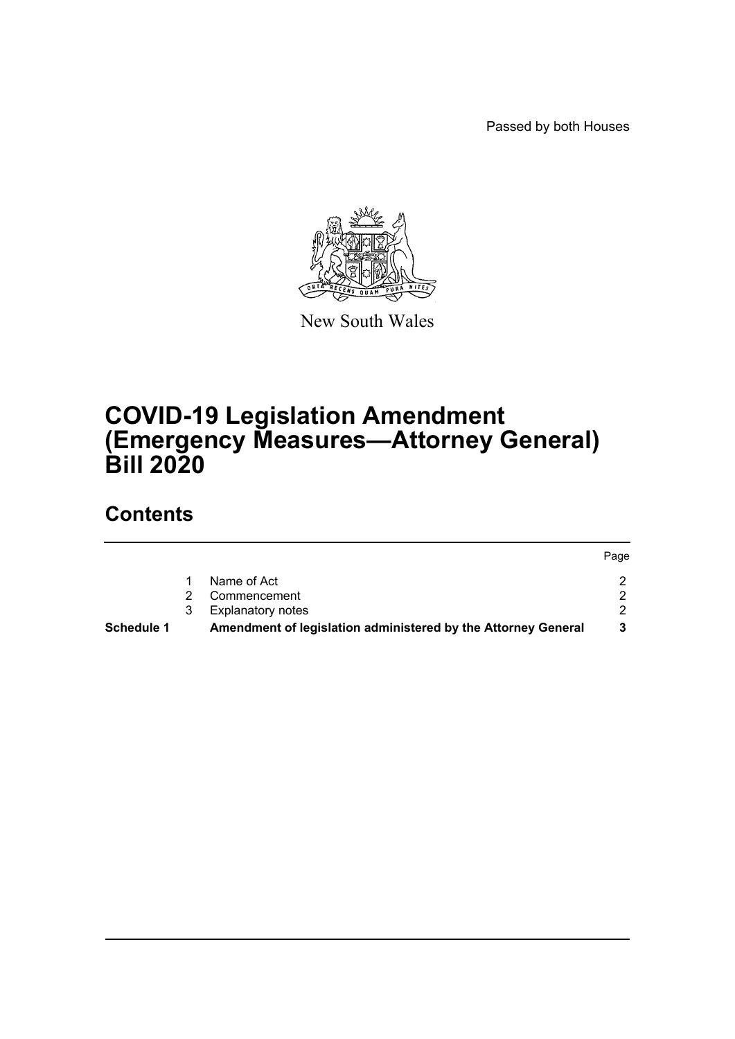Passed by both Houses

New South Wales

# COVID-19 Legislation Amendment (Emergency Measures—Attorney General) Bill 2020

## Contents

| | | | Page |
|---|---|---|---|
| | 1 | Name of Act | 2 |
| | 2 | Commencement | 2 |
| | 3 | Explanatory notes | 2 |
| **Schedule 1** | | **Amendment of legislation administered by the Attorney General** | **3** |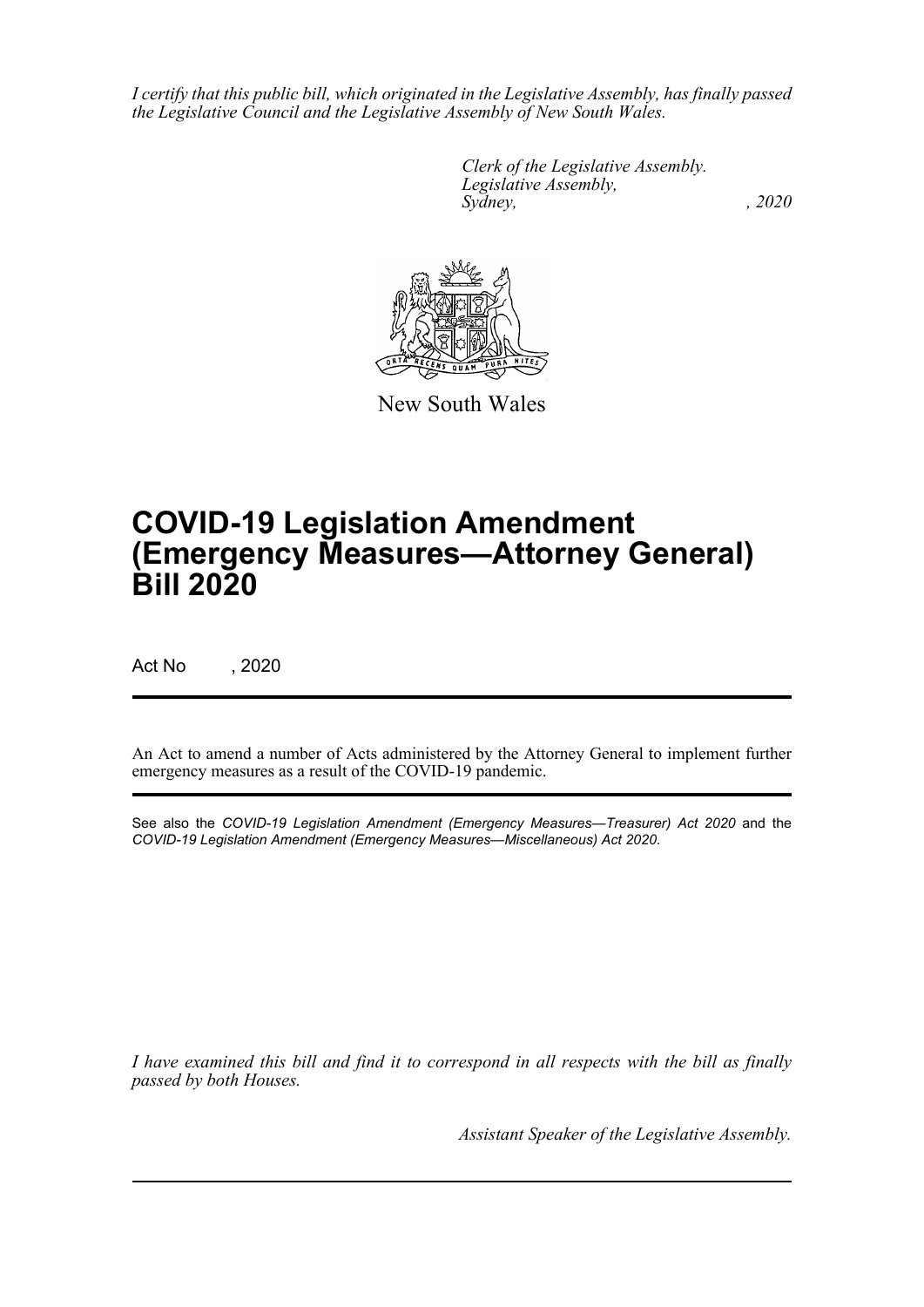*I certify that this public bill, which originated in the Legislative Assembly, has finally passed the Legislative Council and the Legislative Assembly of New South Wales.*

*Clerk of the Legislative Assembly.*
*Legislative Assembly,*
*Sydney, , 2020*

New South Wales

# COVID-19 Legislation Amendment (Emergency Measures—Attorney General) Bill 2020

Act No , 2020

An Act to amend a number of Acts administered by the Attorney General to implement further emergency measures as a result of the COVID-19 pandemic.

See also the *COVID-19 Legislation Amendment (Emergency Measures—Treasurer) Act 2020* and the *COVID-19 Legislation Amendment (Emergency Measures—Miscellaneous) Act 2020*.

*I have examined this bill and find it to correspond in all respects with the bill as finally passed by both Houses.*

*Assistant Speaker of the Legislative Assembly.*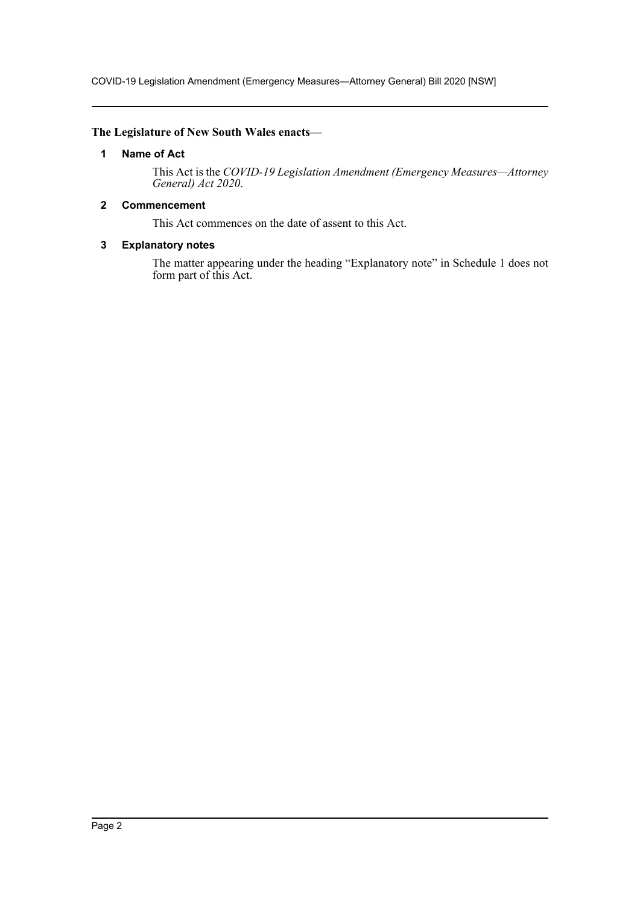**The Legislature of New South Wales enacts—**

### 1 Name of Act

This Act is the *COVID-19 Legislation Amendment (Emergency Measures—Attorney General) Act 2020*.

### 2 Commencement

This Act commences on the date of assent to this Act.

### 3 Explanatory notes

The matter appearing under the heading "Explanatory note" in Schedule 1 does not form part of this Act.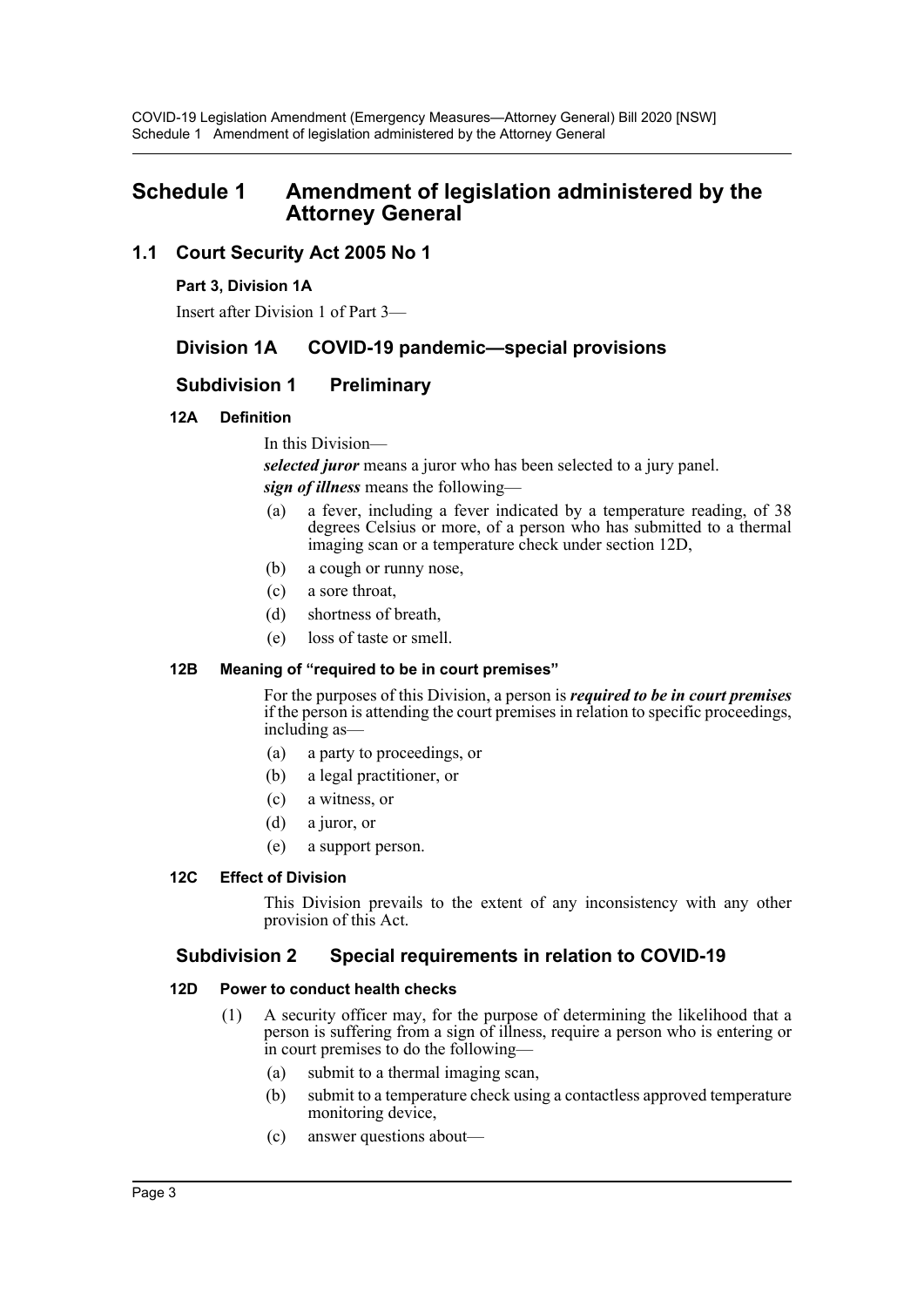# Schedule 1 Amendment of legislation administered by the Attorney General

## 1.1 Court Security Act 2005 No 1

**Part 3, Division 1A**

Insert after Division 1 of Part 3—

### Division 1A COVID-19 pandemic—special provisions

### Subdivision 1 Preliminary

**12A Definition**

In this Division—

***selected juror*** means a juror who has been selected to a jury panel.

***sign of illness*** means the following—

(a) a fever, including a fever indicated by a temperature reading, of 38 degrees Celsius or more, of a person who has submitted to a thermal imaging scan or a temperature check under section 12D,

(b) a cough or runny nose,

(c) a sore throat,

(d) shortness of breath,

(e) loss of taste or smell.

**12B Meaning of "required to be in court premises"**

For the purposes of this Division, a person is ***required to be in court premises*** if the person is attending the court premises in relation to specific proceedings, including as—

(a) a party to proceedings, or

(b) a legal practitioner, or

(c) a witness, or

(d) a juror, or

(e) a support person.

**12C Effect of Division**

This Division prevails to the extent of any inconsistency with any other provision of this Act.

### Subdivision 2 Special requirements in relation to COVID-19

**12D Power to conduct health checks**

(1) A security officer may, for the purpose of determining the likelihood that a person is suffering from a sign of illness, require a person who is entering or in court premises to do the following—

(a) submit to a thermal imaging scan,

(b) submit to a temperature check using a contactless approved temperature monitoring device,

(c) answer questions about—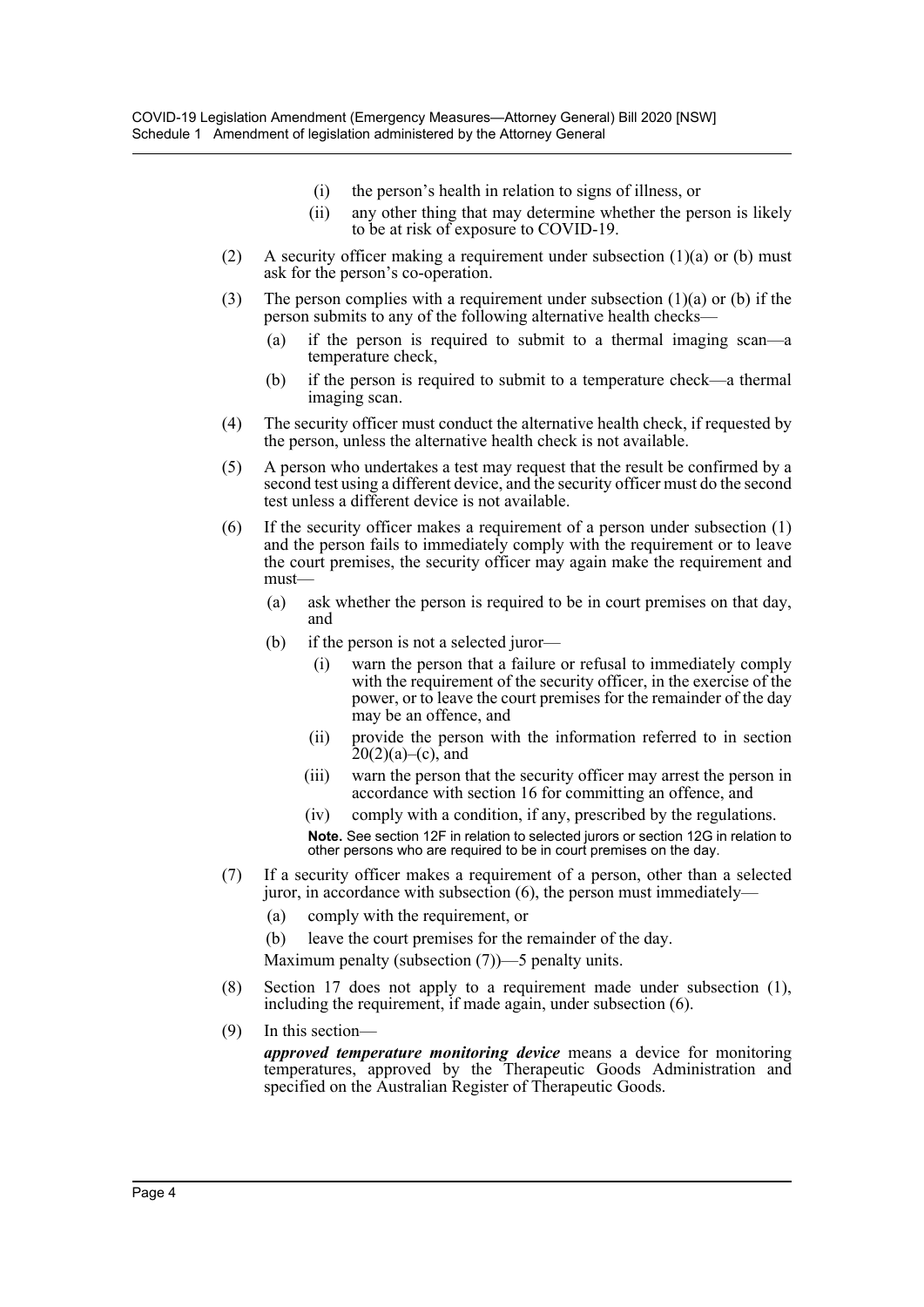(i) the person's health in relation to signs of illness, or

(ii) any other thing that may determine whether the person is likely to be at risk of exposure to COVID-19.

(2) A security officer making a requirement under subsection (1)(a) or (b) must ask for the person's co-operation.

(3) The person complies with a requirement under subsection (1)(a) or (b) if the person submits to any of the following alternative health checks—

(a) if the person is required to submit to a thermal imaging scan—a temperature check,

(b) if the person is required to submit to a temperature check—a thermal imaging scan.

(4) The security officer must conduct the alternative health check, if requested by the person, unless the alternative health check is not available.

(5) A person who undertakes a test may request that the result be confirmed by a second test using a different device, and the security officer must do the second test unless a different device is not available.

(6) If the security officer makes a requirement of a person under subsection (1) and the person fails to immediately comply with the requirement or to leave the court premises, the security officer may again make the requirement and must—

(a) ask whether the person is required to be in court premises on that day, and

(b) if the person is not a selected juror—

(i) warn the person that a failure or refusal to immediately comply with the requirement of the security officer, in the exercise of the power, or to leave the court premises for the remainder of the day may be an offence, and

(ii) provide the person with the information referred to in section 20(2)(a)–(c), and

(iii) warn the person that the security officer may arrest the person in accordance with section 16 for committing an offence, and

(iv) comply with a condition, if any, prescribed by the regulations.

**Note.** See section 12F in relation to selected jurors or section 12G in relation to other persons who are required to be in court premises on the day.

(7) If a security officer makes a requirement of a person, other than a selected juror, in accordance with subsection (6), the person must immediately—

(a) comply with the requirement, or

(b) leave the court premises for the remainder of the day.

Maximum penalty (subsection (7))—5 penalty units.

(8) Section 17 does not apply to a requirement made under subsection (1), including the requirement, if made again, under subsection (6).

(9) In this section—

***approved temperature monitoring device*** means a device for monitoring temperatures, approved by the Therapeutic Goods Administration and specified on the Australian Register of Therapeutic Goods.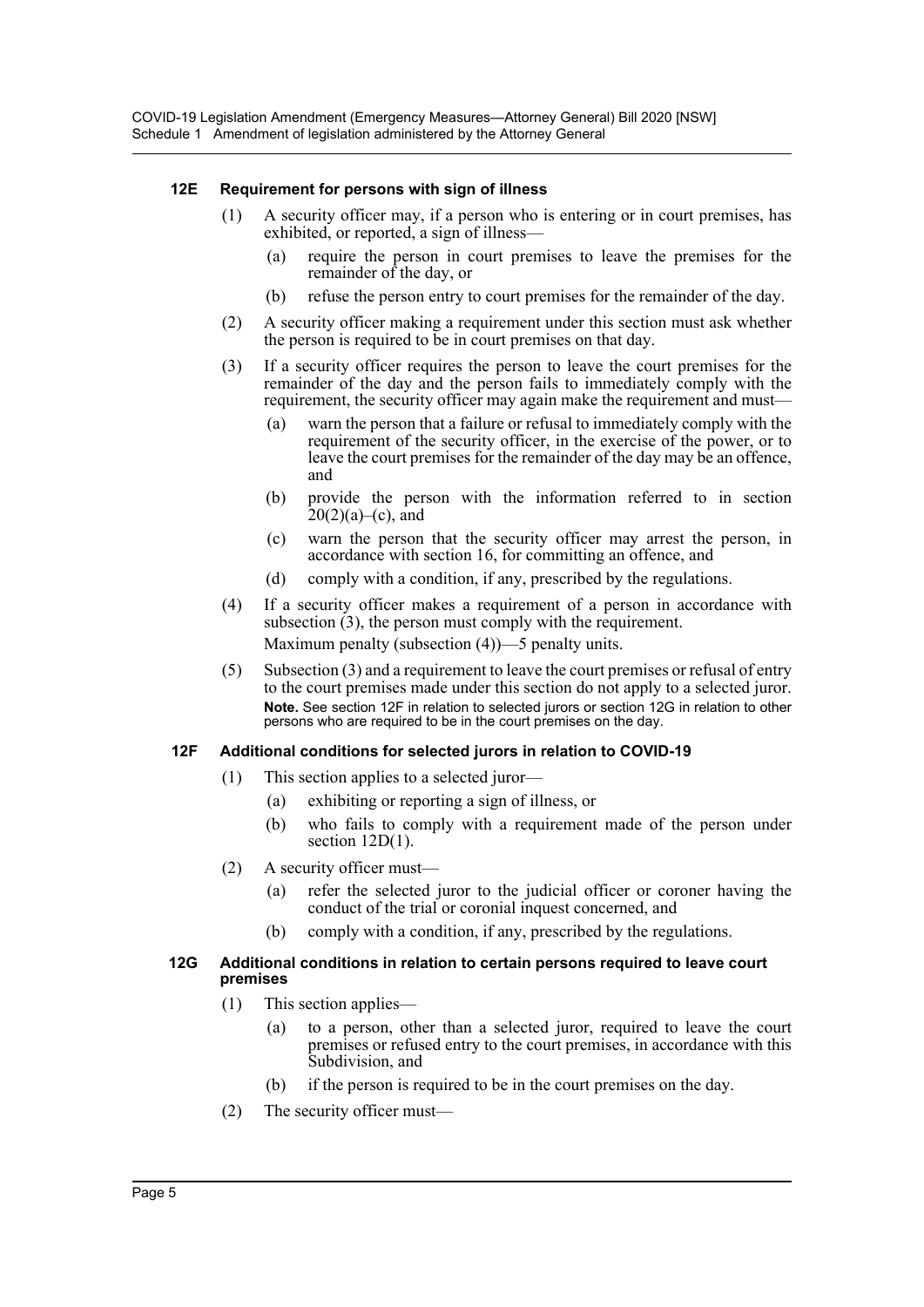### 12E Requirement for persons with sign of illness

(1) A security officer may, if a person who is entering or in court premises, has exhibited, or reported, a sign of illness—

(a) require the person in court premises to leave the premises for the remainder of the day, or

(b) refuse the person entry to court premises for the remainder of the day.

(2) A security officer making a requirement under this section must ask whether the person is required to be in court premises on that day.

(3) If a security officer requires the person to leave the court premises for the remainder of the day and the person fails to immediately comply with the requirement, the security officer may again make the requirement and must—

(a) warn the person that a failure or refusal to immediately comply with the requirement of the security officer, in the exercise of the power, or to leave the court premises for the remainder of the day may be an offence, and

(b) provide the person with the information referred to in section 20(2)(a)–(c), and

(c) warn the person that the security officer may arrest the person, in accordance with section 16, for committing an offence, and

(d) comply with a condition, if any, prescribed by the regulations.

(4) If a security officer makes a requirement of a person in accordance with subsection (3), the person must comply with the requirement.

Maximum penalty (subsection (4))—5 penalty units.

(5) Subsection (3) and a requirement to leave the court premises or refusal of entry to the court premises made under this section do not apply to a selected juror.

**Note.** See section 12F in relation to selected jurors or section 12G in relation to other persons who are required to be in the court premises on the day.

### 12F Additional conditions for selected jurors in relation to COVID-19

(1) This section applies to a selected juror—

(a) exhibiting or reporting a sign of illness, or

(b) who fails to comply with a requirement made of the person under section 12D(1).

(2) A security officer must—

(a) refer the selected juror to the judicial officer or coroner having the conduct of the trial or coronial inquest concerned, and

(b) comply with a condition, if any, prescribed by the regulations.

### 12G Additional conditions in relation to certain persons required to leave court premises

(1) This section applies—

(a) to a person, other than a selected juror, required to leave the court premises or refused entry to the court premises, in accordance with this Subdivision, and

(b) if the person is required to be in the court premises on the day.

(2) The security officer must—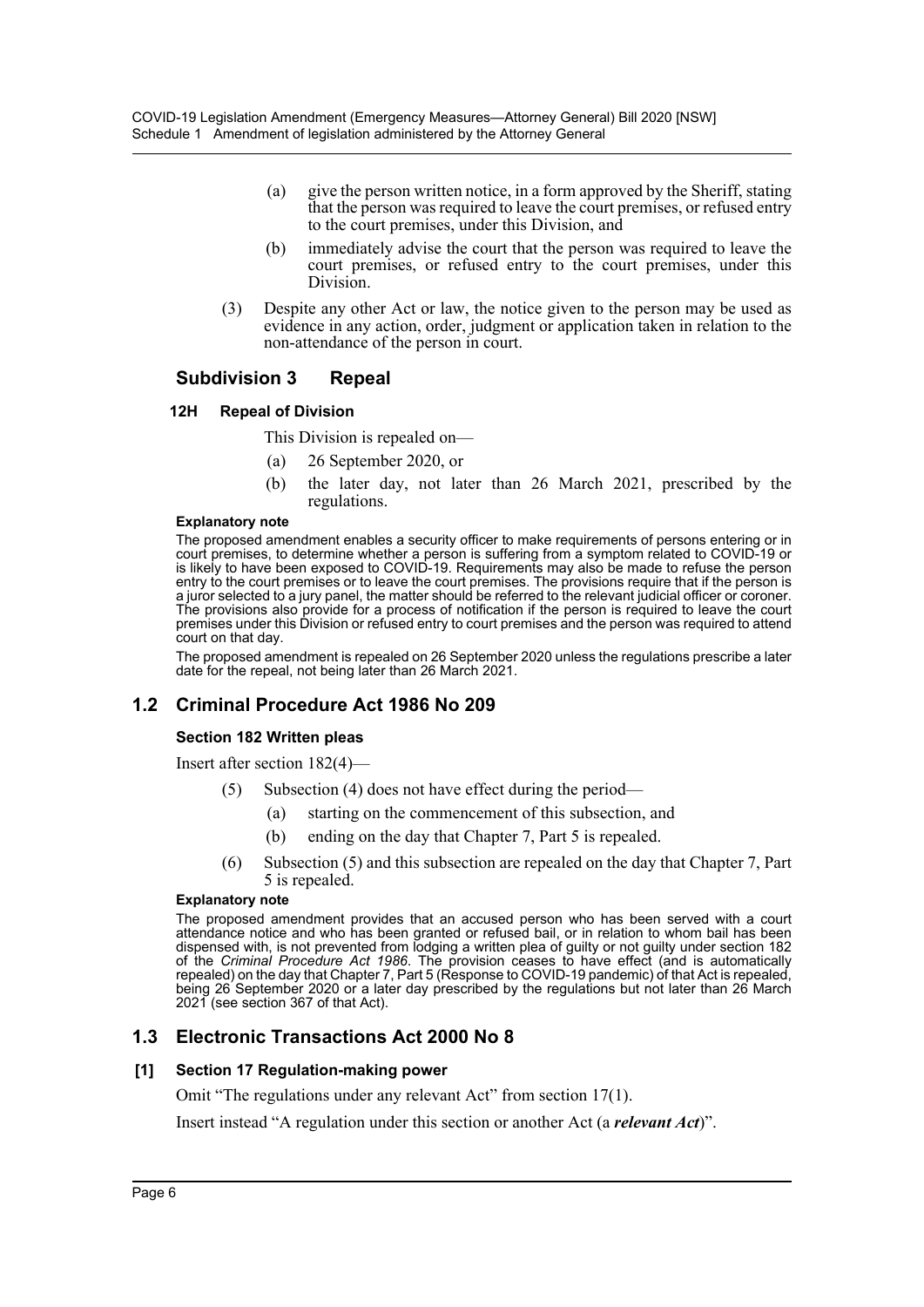(a) give the person written notice, in a form approved by the Sheriff, stating that the person was required to leave the court premises, or refused entry to the court premises, under this Division, and

(b) immediately advise the court that the person was required to leave the court premises, or refused entry to the court premises, under this Division.

(3) Despite any other Act or law, the notice given to the person may be used as evidence in any action, order, judgment or application taken in relation to the non-attendance of the person in court.

### Subdivision 3 Repeal

#### 12H Repeal of Division

This Division is repealed on—

(a) 26 September 2020, or

(b) the later day, not later than 26 March 2021, prescribed by the regulations.

**Explanatory note**

The proposed amendment enables a security officer to make requirements of persons entering or in court premises, to determine whether a person is suffering from a symptom related to COVID-19 or is likely to have been exposed to COVID-19. Requirements may also be made to refuse the person entry to the court premises or to leave the court premises. The provisions require that if the person is a juror selected to a jury panel, the matter should be referred to the relevant judicial officer or coroner. The provisions also provide for a process of notification if the person is required to leave the court premises under this Division or refused entry to court premises and the person was required to attend court on that day.

The proposed amendment is repealed on 26 September 2020 unless the regulations prescribe a later date for the repeal, not being later than 26 March 2021.

## 1.2 Criminal Procedure Act 1986 No 209

#### Section 182 Written pleas

Insert after section 182(4)—

(5) Subsection (4) does not have effect during the period—

(a) starting on the commencement of this subsection, and

(b) ending on the day that Chapter 7, Part 5 is repealed.

(6) Subsection (5) and this subsection are repealed on the day that Chapter 7, Part 5 is repealed.

**Explanatory note**

The proposed amendment provides that an accused person who has been served with a court attendance notice and who has been granted or refused bail, or in relation to whom bail has been dispensed with, is not prevented from lodging a written plea of guilty or not guilty under section 182 of the *Criminal Procedure Act 1986*. The provision ceases to have effect (and is automatically repealed) on the day that Chapter 7, Part 5 (Response to COVID-19 pandemic) of that Act is repealed, being 26 September 2020 or a later day prescribed by the regulations but not later than 26 March 2021 (see section 367 of that Act).

## 1.3 Electronic Transactions Act 2000 No 8

#### [1] Section 17 Regulation-making power

Omit "The regulations under any relevant Act" from section 17(1).

Insert instead "A regulation under this section or another Act (a ***relevant Act***)".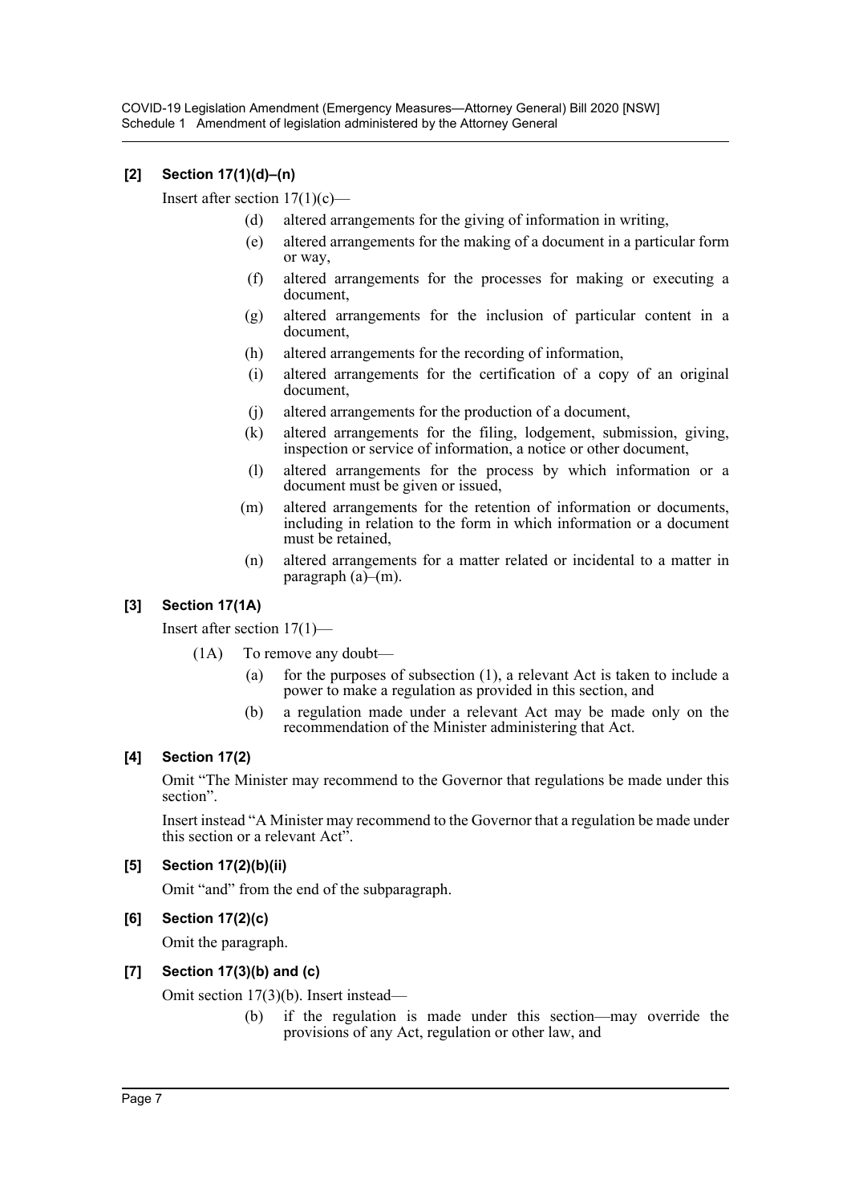### [2] Section 17(1)(d)–(n)

Insert after section 17(1)(c)—

> (d) altered arrangements for the giving of information in writing,
>
> (e) altered arrangements for the making of a document in a particular form or way,
>
> (f) altered arrangements for the processes for making or executing a document,
>
> (g) altered arrangements for the inclusion of particular content in a document,
>
> (h) altered arrangements for the recording of information,
>
> (i) altered arrangements for the certification of a copy of an original document,
>
> (j) altered arrangements for the production of a document,
>
> (k) altered arrangements for the filing, lodgement, submission, giving, inspection or service of information, a notice or other document,
>
> (l) altered arrangements for the process by which information or a document must be given or issued,
>
> (m) altered arrangements for the retention of information or documents, including in relation to the form in which information or a document must be retained,
>
> (n) altered arrangements for a matter related or incidental to a matter in paragraph (a)–(m).

### [3] Section 17(1A)

Insert after section 17(1)—

> (1A) To remove any doubt—
>
> (a) for the purposes of subsection (1), a relevant Act is taken to include a power to make a regulation as provided in this section, and
>
> (b) a regulation made under a relevant Act may be made only on the recommendation of the Minister administering that Act.

### [4] Section 17(2)

Omit "The Minister may recommend to the Governor that regulations be made under this section".

Insert instead "A Minister may recommend to the Governor that a regulation be made under this section or a relevant Act".

### [5] Section 17(2)(b)(ii)

Omit "and" from the end of the subparagraph.

### [6] Section 17(2)(c)

Omit the paragraph.

### [7] Section 17(3)(b) and (c)

Omit section 17(3)(b). Insert instead—

> (b) if the regulation is made under this section—may override the provisions of any Act, regulation or other law, and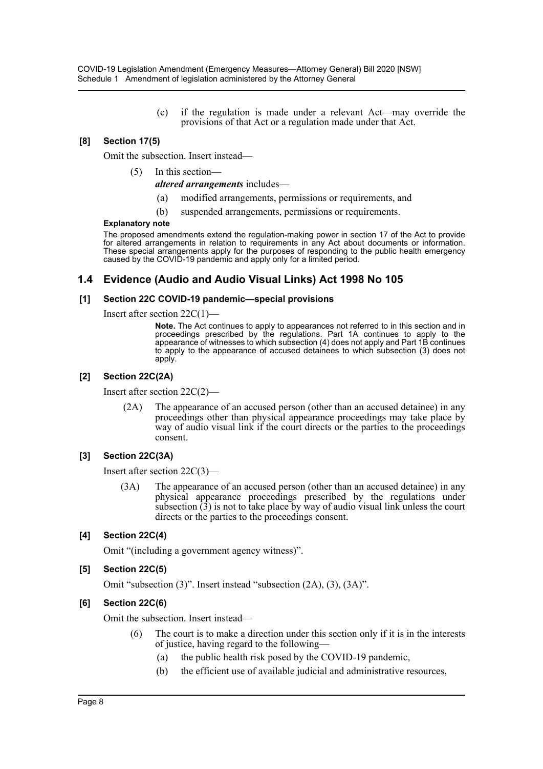(c) if the regulation is made under a relevant Act—may override the provisions of that Act or a regulation made under that Act.

#### [8] Section 17(5)

Omit the subsection. Insert instead—

(5) In this section—

***altered arrangements*** includes—

(a) modified arrangements, permissions or requirements, and

(b) suspended arrangements, permissions or requirements.

**Explanatory note**

The proposed amendments extend the regulation-making power in section 17 of the Act to provide for altered arrangements in relation to requirements in any Act about documents or information. These special arrangements apply for the purposes of responding to the public health emergency caused by the COVID-19 pandemic and apply only for a limited period.

## 1.4 Evidence (Audio and Audio Visual Links) Act 1998 No 105

#### [1] Section 22C COVID-19 pandemic—special provisions

Insert after section 22C(1)—

**Note.** The Act continues to apply to appearances not referred to in this section and in proceedings prescribed by the regulations. Part 1A continues to apply to the appearance of witnesses to which subsection (4) does not apply and Part 1B continues to apply to the appearance of accused detainees to which subsection (3) does not apply.

#### [2] Section 22C(2A)

Insert after section 22C(2)—

(2A) The appearance of an accused person (other than an accused detainee) in any proceedings other than physical appearance proceedings may take place by way of audio visual link if the court directs or the parties to the proceedings consent.

#### [3] Section 22C(3A)

Insert after section 22C(3)—

(3A) The appearance of an accused person (other than an accused detainee) in any physical appearance proceedings prescribed by the regulations under subsection (3) is not to take place by way of audio visual link unless the court directs or the parties to the proceedings consent.

#### [4] Section 22C(4)

Omit "(including a government agency witness)".

#### [5] Section 22C(5)

Omit "subsection (3)". Insert instead "subsection (2A), (3), (3A)".

#### [6] Section 22C(6)

Omit the subsection. Insert instead—

(6) The court is to make a direction under this section only if it is in the interests of justice, having regard to the following—

(a) the public health risk posed by the COVID-19 pandemic,

(b) the efficient use of available judicial and administrative resources,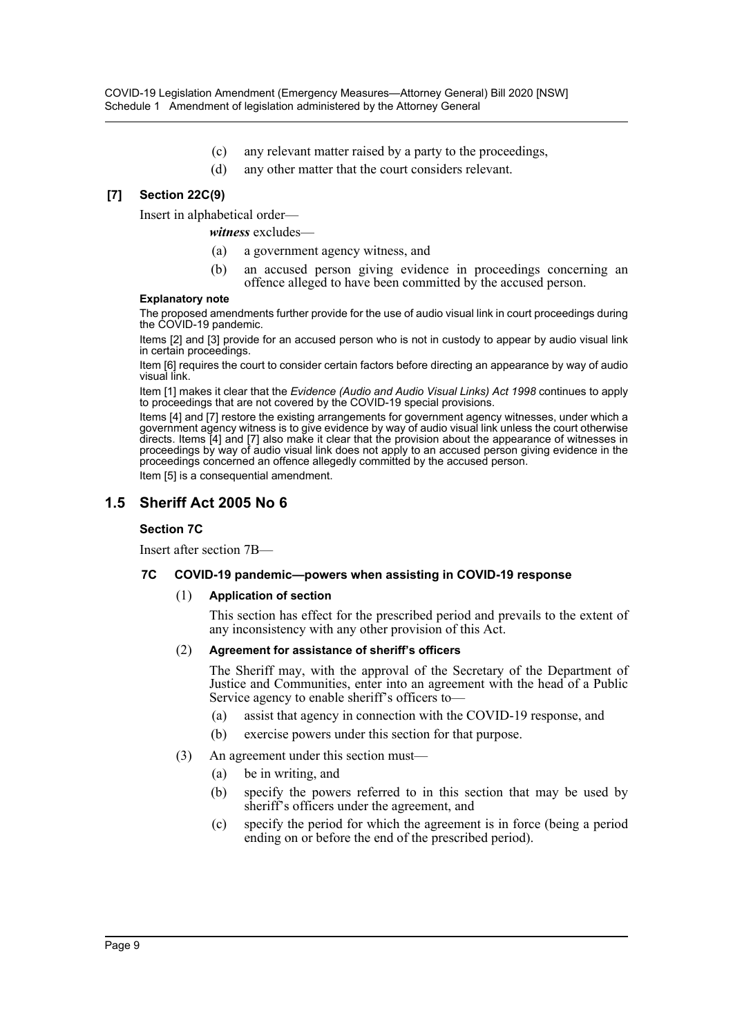(c) any relevant matter raised by a party to the proceedings,

(d) any other matter that the court considers relevant.

**[7] Section 22C(9)**

Insert in alphabetical order—

***witness*** excludes—

(a) a government agency witness, and

(b) an accused person giving evidence in proceedings concerning an offence alleged to have been committed by the accused person.

**Explanatory note**

The proposed amendments further provide for the use of audio visual link in court proceedings during the COVID-19 pandemic.

Items [2] and [3] provide for an accused person who is not in custody to appear by audio visual link in certain proceedings.

Item [6] requires the court to consider certain factors before directing an appearance by way of audio visual link.

Item [1] makes it clear that the *Evidence (Audio and Audio Visual Links) Act 1998* continues to apply to proceedings that are not covered by the COVID-19 special provisions.

Items [4] and [7] restore the existing arrangements for government agency witnesses, under which a government agency witness is to give evidence by way of audio visual link unless the court otherwise directs. Items [4] and [7] also make it clear that the provision about the appearance of witnesses in proceedings by way of audio visual link does not apply to an accused person giving evidence in the proceedings concerned an offence allegedly committed by the accused person.

Item [5] is a consequential amendment.

## 1.5 Sheriff Act 2005 No 6

### Section 7C

Insert after section 7B—

#### 7C COVID-19 pandemic—powers when assisting in COVID-19 response

(1) **Application of section**

This section has effect for the prescribed period and prevails to the extent of any inconsistency with any other provision of this Act.

(2) **Agreement for assistance of sheriff's officers**

The Sheriff may, with the approval of the Secretary of the Department of Justice and Communities, enter into an agreement with the head of a Public Service agency to enable sheriff's officers to—

(a) assist that agency in connection with the COVID-19 response, and

(b) exercise powers under this section for that purpose.

(3) An agreement under this section must—

(a) be in writing, and

(b) specify the powers referred to in this section that may be used by sheriff's officers under the agreement, and

(c) specify the period for which the agreement is in force (being a period ending on or before the end of the prescribed period).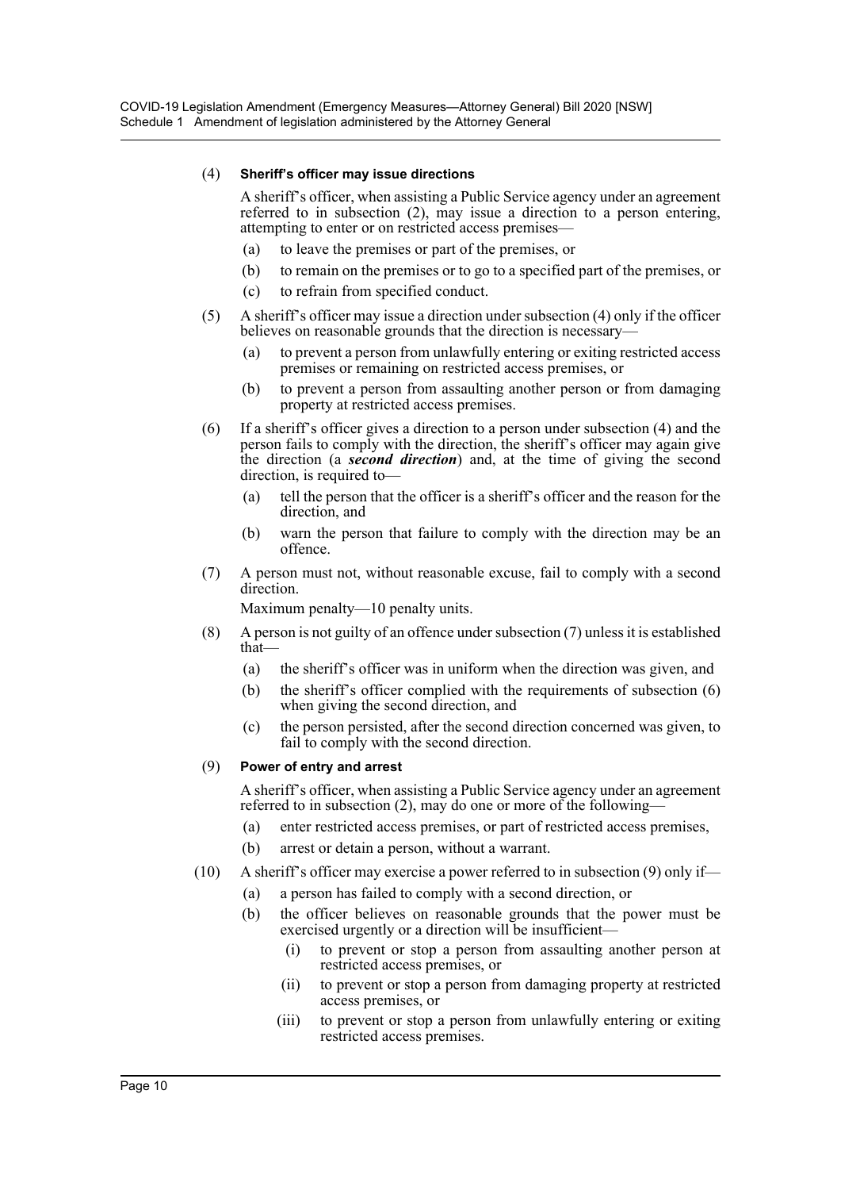(4) **Sheriff's officer may issue directions**

A sheriff's officer, when assisting a Public Service agency under an agreement referred to in subsection (2), may issue a direction to a person entering, attempting to enter or on restricted access premises—

- (a) to leave the premises or part of the premises, or
- (b) to remain on the premises or to go to a specified part of the premises, or
- (c) to refrain from specified conduct.

(5) A sheriff's officer may issue a direction under subsection (4) only if the officer believes on reasonable grounds that the direction is necessary—

- (a) to prevent a person from unlawfully entering or exiting restricted access premises or remaining on restricted access premises, or
- (b) to prevent a person from assaulting another person or from damaging property at restricted access premises.

(6) If a sheriff's officer gives a direction to a person under subsection (4) and the person fails to comply with the direction, the sheriff's officer may again give the direction (a ***second direction***) and, at the time of giving the second direction, is required to—

- (a) tell the person that the officer is a sheriff's officer and the reason for the direction, and
- (b) warn the person that failure to comply with the direction may be an offence.

(7) A person must not, without reasonable excuse, fail to comply with a second direction.

Maximum penalty—10 penalty units.

(8) A person is not guilty of an offence under subsection (7) unless it is established that—

- (a) the sheriff's officer was in uniform when the direction was given, and
- (b) the sheriff's officer complied with the requirements of subsection (6) when giving the second direction, and
- (c) the person persisted, after the second direction concerned was given, to fail to comply with the second direction.

(9) **Power of entry and arrest**

A sheriff's officer, when assisting a Public Service agency under an agreement referred to in subsection (2), may do one or more of the following—

- (a) enter restricted access premises, or part of restricted access premises,
- (b) arrest or detain a person, without a warrant.

(10) A sheriff's officer may exercise a power referred to in subsection (9) only if—

- (a) a person has failed to comply with a second direction, or
- (b) the officer believes on reasonable grounds that the power must be exercised urgently or a direction will be insufficient—
  - (i) to prevent or stop a person from assaulting another person at restricted access premises, or
  - (ii) to prevent or stop a person from damaging property at restricted access premises, or
  - (iii) to prevent or stop a person from unlawfully entering or exiting restricted access premises.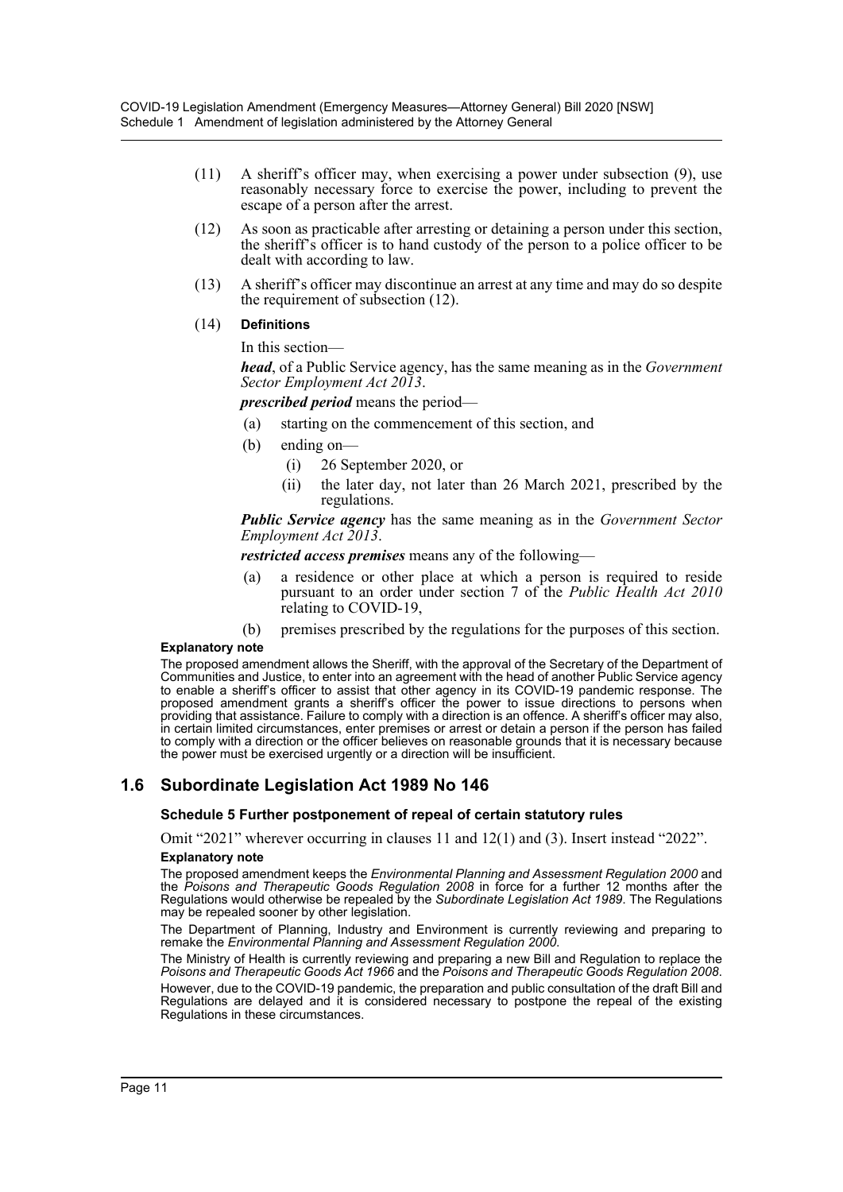(11) A sheriff's officer may, when exercising a power under subsection (9), use reasonably necessary force to exercise the power, including to prevent the escape of a person after the arrest.

(12) As soon as practicable after arresting or detaining a person under this section, the sheriff's officer is to hand custody of the person to a police officer to be dealt with according to law.

(13) A sheriff's officer may discontinue an arrest at any time and may do so despite the requirement of subsection (12).

(14) **Definitions**

In this section—

***head***, of a Public Service agency, has the same meaning as in the *Government Sector Employment Act 2013*.

***prescribed period*** means the period—

(a) starting on the commencement of this section, and

(b) ending on—

(i) 26 September 2020, or

(ii) the later day, not later than 26 March 2021, prescribed by the regulations.

***Public Service agency*** has the same meaning as in the *Government Sector Employment Act 2013*.

***restricted access premises*** means any of the following—

(a) a residence or other place at which a person is required to reside pursuant to an order under section 7 of the *Public Health Act 2010* relating to COVID-19,

(b) premises prescribed by the regulations for the purposes of this section.

**Explanatory note**

The proposed amendment allows the Sheriff, with the approval of the Secretary of the Department of Communities and Justice, to enter into an agreement with the head of another Public Service agency to enable a sheriff's officer to assist that other agency in its COVID-19 pandemic response. The proposed amendment grants a sheriff's officer the power to issue directions to persons when providing that assistance. Failure to comply with a direction is an offence. A sheriff's officer may also, in certain limited circumstances, enter premises or arrest or detain a person if the person has failed to comply with a direction or the officer believes on reasonable grounds that it is necessary because the power must be exercised urgently or a direction will be insufficient.

## 1.6 Subordinate Legislation Act 1989 No 146

### Schedule 5 Further postponement of repeal of certain statutory rules

Omit "2021" wherever occurring in clauses 11 and 12(1) and (3). Insert instead "2022".

**Explanatory note**

The proposed amendment keeps the *Environmental Planning and Assessment Regulation 2000* and the *Poisons and Therapeutic Goods Regulation 2008* in force for a further 12 months after the Regulations would otherwise be repealed by the *Subordinate Legislation Act 1989*. The Regulations may be repealed sooner by other legislation.

The Department of Planning, Industry and Environment is currently reviewing and preparing to remake the *Environmental Planning and Assessment Regulation 2000*.

The Ministry of Health is currently reviewing and preparing a new Bill and Regulation to replace the *Poisons and Therapeutic Goods Act 1966* and the *Poisons and Therapeutic Goods Regulation 2008*.

However, due to the COVID-19 pandemic, the preparation and public consultation of the draft Bill and Regulations are delayed and it is considered necessary to postpone the repeal of the existing Regulations in these circumstances.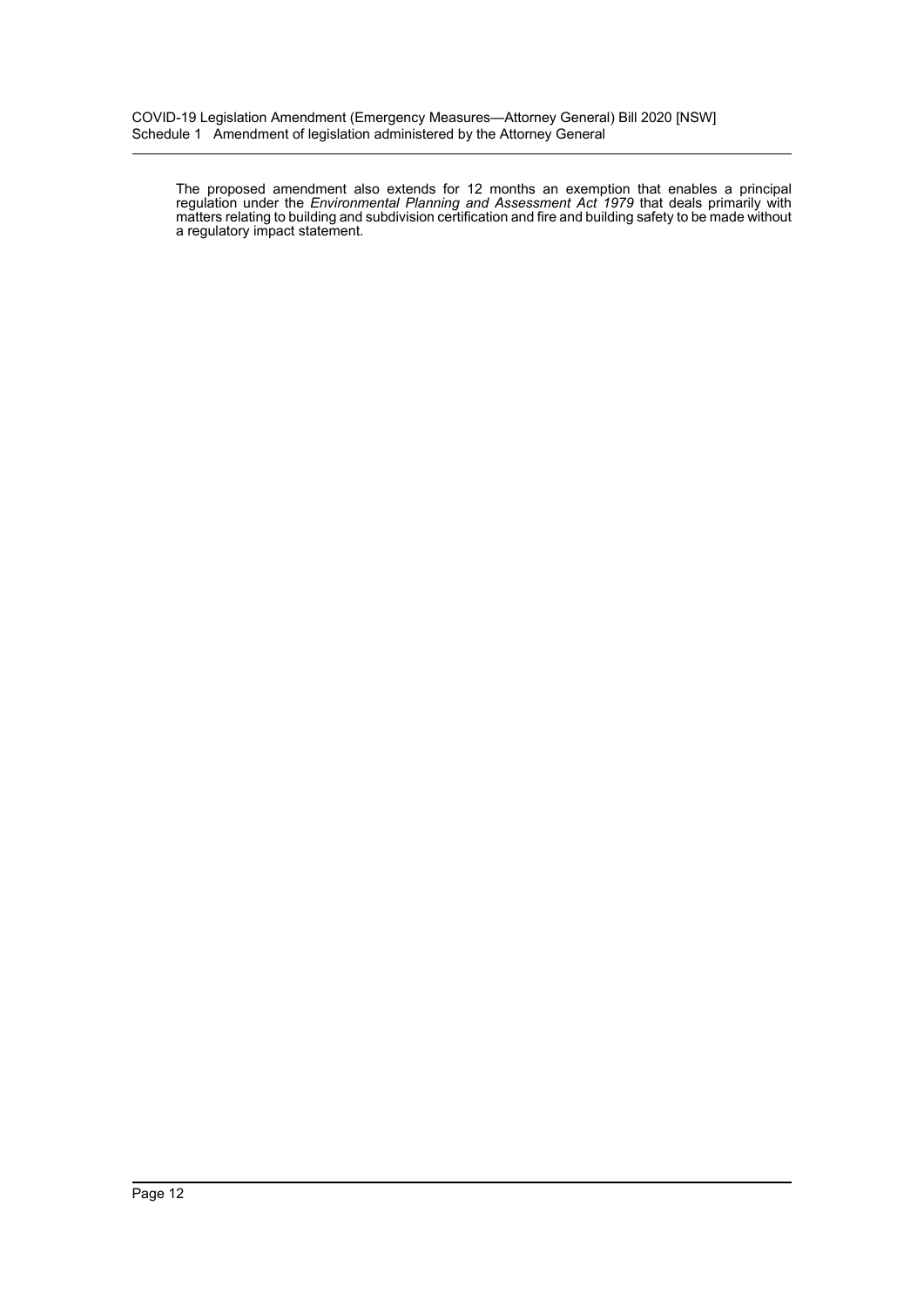The proposed amendment also extends for 12 months an exemption that enables a principal regulation under the *Environmental Planning and Assessment Act 1979* that deals primarily with matters relating to building and subdivision certification and fire and building safety to be made without a regulatory impact statement.